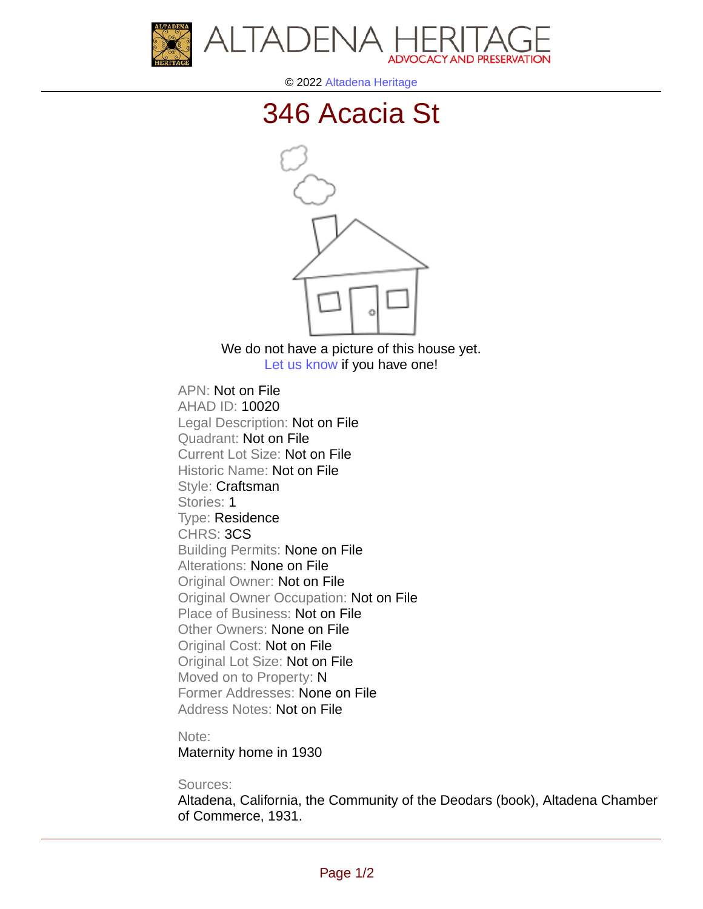ALTADENA HERITAGE
ADVOCACY AND PRESERVATION

© 2022 Altadena Heritage

# 346 Acacia St

We do not have a picture of this house yet.
Let us know if you have one!

APN: Not on File
AHAD ID: 10020
Legal Description: Not on File
Quadrant: Not on File
Current Lot Size: Not on File
Historic Name: Not on File
Style: Craftsman
Stories: 1
Type: Residence
CHRS: 3CS
Building Permits: None on File
Alterations: None on File
Original Owner: Not on File
Original Owner Occupation: Not on File
Place of Business: Not on File
Other Owners: None on File
Original Cost: Not on File
Original Lot Size: Not on File
Moved on to Property: N
Former Addresses: None on File
Address Notes: Not on File

Note:
Maternity home in 1930

Sources:
Altadena, California, the Community of the Deodars (book), Altadena Chamber of Commerce, 1931.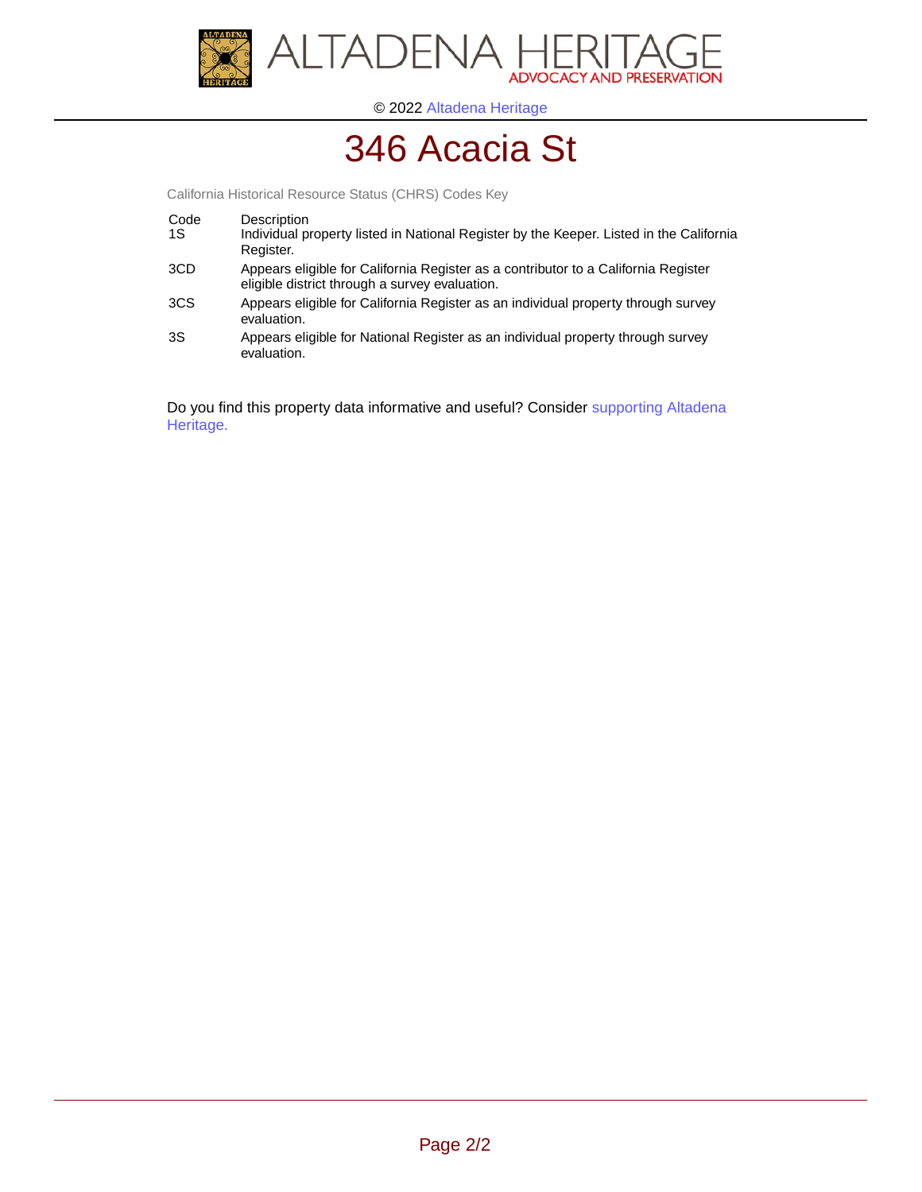# 346 Acacia St

California Historical Resource Status (CHRS) Codes Key

| Code | Description |
| --- | --- |
| 1S | Individual property listed in National Register by the Keeper. Listed in the California Register. |
| 3CD | Appears eligible for California Register as a contributor to a California Register eligible district through a survey evaluation. |
| 3CS | Appears eligible for California Register as an individual property through survey evaluation. |
| 3S | Appears eligible for National Register as an individual property through survey evaluation. |

Do you find this property data informative and useful? Consider supporting Altadena Heritage.